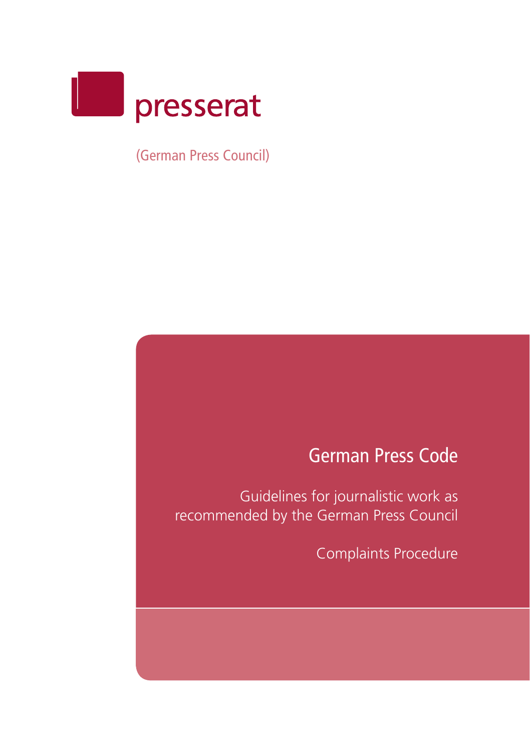presserat

(German Press Council)

# German Press Code

Guidelines for journalistic work as recommended by the German Press Council

Complaints Procedure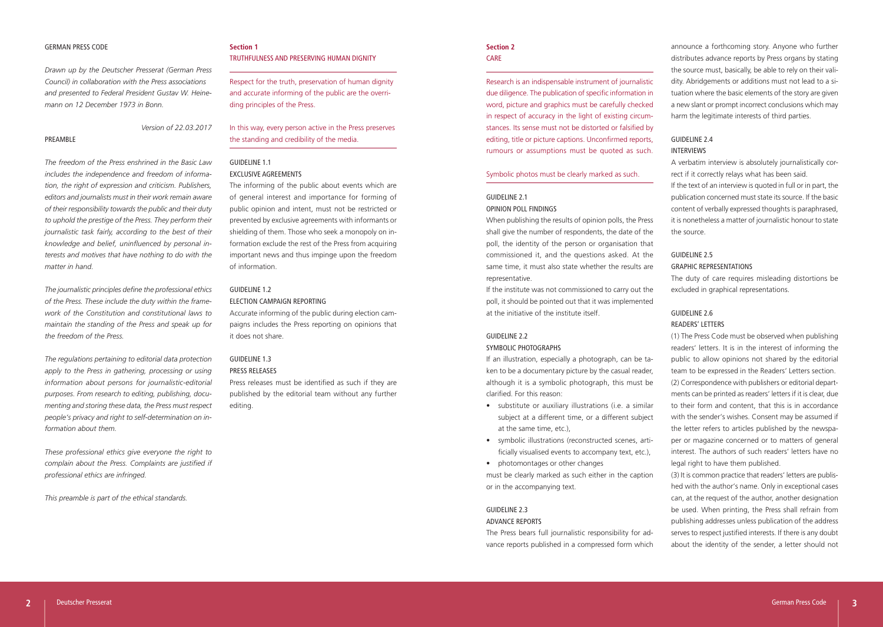# GERMAN PRESS CODE

*Drawn up by the Deutscher Presserat (German Press Council) in collaboration with the Press associations and presented to Federal President Gustav W. Heinemann on 12 December 1973 in Bonn.*

*Version of 22.03.2017*

## PREAMBLE

*The freedom of the Press enshrined in the Basic Law includes the independence and freedom of information, the right of expression and criticism. Publishers, editors and journalists must in their work remain aware of their responsibility towards the public and their duty to uphold the prestige of the Press. They perform their journalistic task fairly, according to the best of their knowledge and belief, uninfluenced by personal interests and motives that have nothing to do with the matter in hand.*

*The journalistic principles define the professional ethics of the Press. These include the duty within the framework of the Constitution and constitutional laws to maintain the standing of the Press and speak up for the freedom of the Press.*

*The regulations pertaining to editorial data protection apply to the Press in gathering, processing or using information about persons for journalistic-editorial purposes. From research to editing, publishing, documenting and storing these data, the Press must respect people's privacy and right to self-determination on information about them.*

*These professional ethics give everyone the right to complain about the Press. Complaints are justified if professional ethics are infringed.*

*This preamble is part of the ethical standards.*

## Section 1
## TRUTHFULNESS AND PRESERVING HUMAN DIGNITY

Respect for the truth, preservation of human dignity and accurate informing of the public are the overriding principles of the Press.

In this way, every person active in the Press preserves the standing and credibility of the media.

### GUIDELINE 1.1
### EXCLUSIVE AGREEMENTS

The informing of the public about events which are of general interest and importance for forming of public opinion and intent, must not be restricted or prevented by exclusive agreements with informants or shielding of them. Those who seek a monopoly on information exclude the rest of the Press from acquiring important news and thus impinge upon the freedom of information.

### GUIDELINE 1.2
### ELECTION CAMPAIGN REPORTING

Accurate informing of the public during election campaigns includes the Press reporting on opinions that it does not share.

### GUIDELINE 1.3
### PRESS RELEASES

Press releases must be identified as such if they are published by the editorial team without any further editing.

## Section 2
## CARE

Research is an indispensable instrument of journalistic due diligence. The publication of specific information in word, picture and graphics must be carefully checked in respect of accuracy in the light of existing circumstances. Its sense must not be distorted or falsified by editing, title or picture captions. Unconfirmed reports, rumours or assumptions must be quoted as such.

Symbolic photos must be clearly marked as such.

### GUIDELINE 2.1
### OPINION POLL FINDINGS

When publishing the results of opinion polls, the Press shall give the number of respondents, the date of the poll, the identity of the person or organisation that commissioned it, and the questions asked. At the same time, it must also state whether the results are representative.

If the institute was not commissioned to carry out the poll, it should be pointed out that it was implemented at the initiative of the institute itself.

### GUIDELINE 2.2
### SYMBOLIC PHOTOGRAPHS

If an illustration, especially a photograph, can be taken to be a documentary picture by the casual reader, although it is a symbolic photograph, this must be clarified. For this reason:

- substitute or auxiliary illustrations (i.e. a similar subject at a different time, or a different subject at the same time, etc.),
- symbolic illustrations (reconstructed scenes, artificially visualised events to accompany text, etc.),
- photomontages or other changes

must be clearly marked as such either in the caption or in the accompanying text.

### GUIDELINE 2.3
### ADVANCE REPORTS

The Press bears full journalistic responsibility for advance reports published in a compressed form which announce a forthcoming story. Anyone who further distributes advance reports by Press organs by stating the source must, basically, be able to rely on their validity. Abridgements or additions must not lead to a situation where the basic elements of the story are given a new slant or prompt incorrect conclusions which may harm the legitimate interests of third parties.

### GUIDELINE 2.4
### INTERVIEWS

A verbatim interview is absolutely journalistically correct if it correctly relays what has been said.

If the text of an interview is quoted in full or in part, the publication concerned must state its source. If the basic content of verbally expressed thoughts is paraphrased, it is nonetheless a matter of journalistic honour to state the source.

### GUIDELINE 2.5
### GRAPHIC REPRESENTATIONS

The duty of care requires misleading distortions be excluded in graphical representations.

### GUIDELINE 2.6
### READERS' LETTERS

(1) The Press Code must be observed when publishing readers' letters. It is in the interest of informing the public to allow opinions not shared by the editorial team to be expressed in the Readers' Letters section.

(2) Correspondence with publishers or editorial departments can be printed as readers' letters if it is clear, due to their form and content, that this is in accordance with the sender's wishes. Consent may be assumed if the letter refers to articles published by the newspaper or magazine concerned or to matters of general interest. The authors of such readers' letters have no legal right to have them published.

(3) It is common practice that readers' letters are published with the author's name. Only in exceptional cases can, at the request of the author, another designation be used. When printing, the Press shall refrain from publishing addresses unless publication of the address serves to respect justified interests. If there is any doubt about the identity of the sender, a letter should not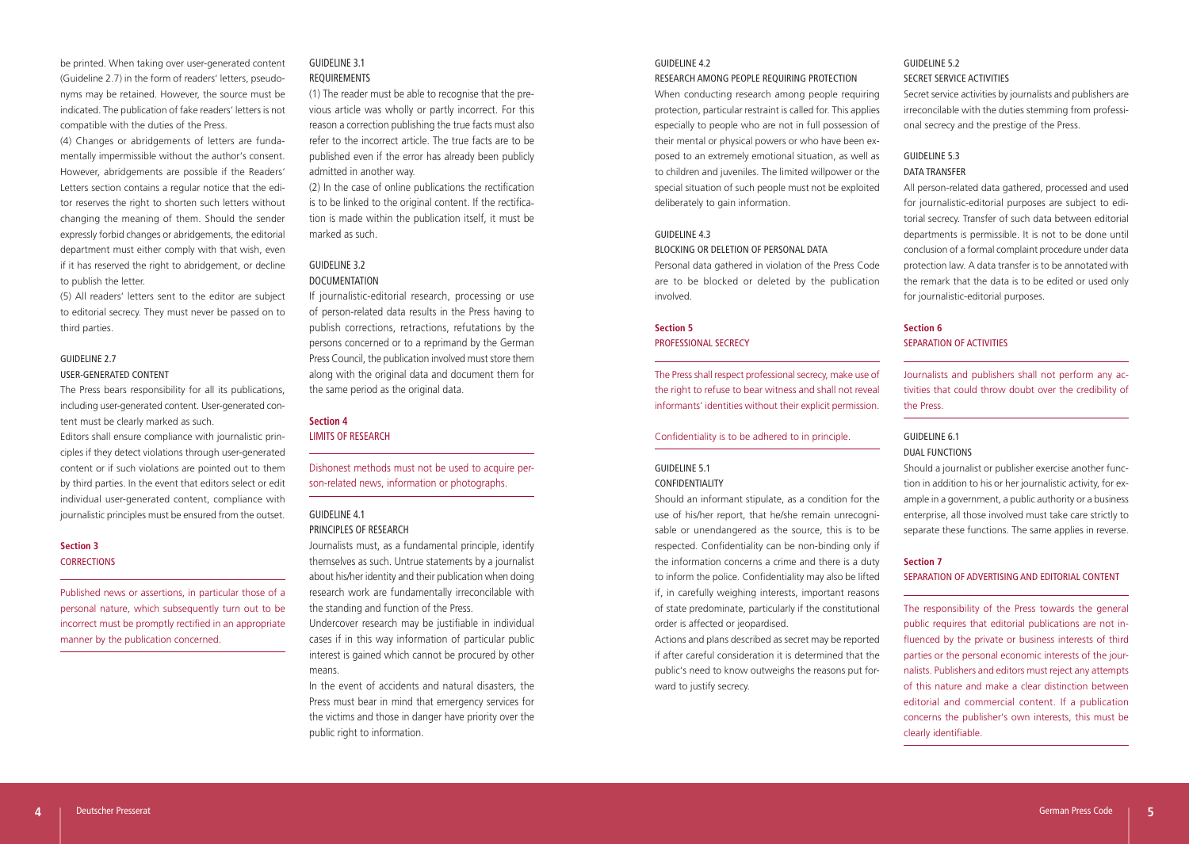be printed. When taking over user-generated content (Guideline 2.7) in the form of readers' letters, pseudonyms may be retained. However, the source must be indicated. The publication of fake readers' letters is not compatible with the duties of the Press.

(4) Changes or abridgements of letters are fundamentally impermissible without the author's consent. However, abridgements are possible if the Readers' Letters section contains a regular notice that the editor reserves the right to shorten such letters without changing the meaning of them. Should the sender expressly forbid changes or abridgements, the editorial department must either comply with that wish, even if it has reserved the right to abridgement, or decline to publish the letter.

(5) All readers' letters sent to the editor are subject to editorial secrecy. They must never be passed on to third parties.

### GUIDELINE 2.7
USER-GENERATED CONTENT

The Press bears responsibility for all its publications, including user-generated content. User-generated content must be clearly marked as such.

Editors shall ensure compliance with journalistic principles if they detect violations through user-generated content or if such violations are pointed out to them by third parties. In the event that editors select or edit individual user-generated content, compliance with journalistic principles must be ensured from the outset.

## Section 3
CORRECTIONS

Published news or assertions, in particular those of a personal nature, which subsequently turn out to be incorrect must be promptly rectified in an appropriate manner by the publication concerned.

### GUIDELINE 3.1
REQUIREMENTS

(1) The reader must be able to recognise that the previous article was wholly or partly incorrect. For this reason a correction publishing the true facts must also refer to the incorrect article. The true facts are to be published even if the error has already been publicly admitted in another way.

(2) In the case of online publications the rectification is to be linked to the original content. If the rectification is made within the publication itself, it must be marked as such.

### GUIDELINE 3.2
DOCUMENTATION

If journalistic-editorial research, processing or use of person-related data results in the Press having to publish corrections, retractions, refutations by the persons concerned or to a reprimand by the German Press Council, the publication involved must store them along with the original data and document them for the same period as the original data.

## Section 4
LIMITS OF RESEARCH

Dishonest methods must not be used to acquire person-related news, information or photographs.

### GUIDELINE 4.1
PRINCIPLES OF RESEARCH

Journalists must, as a fundamental principle, identify themselves as such. Untrue statements by a journalist about his/her identity and their publication when doing research work are fundamentally irreconcilable with the standing and function of the Press.

Undercover research may be justifiable in individual cases if in this way information of particular public interest is gained which cannot be procured by other means.

In the event of accidents and natural disasters, the Press must bear in mind that emergency services for the victims and those in danger have priority over the public right to information.

### GUIDELINE 4.2
RESEARCH AMONG PEOPLE REQUIRING PROTECTION

When conducting research among people requiring protection, particular restraint is called for. This applies especially to people who are not in full possession of their mental or physical powers or who have been exposed to an extremely emotional situation, as well as to children and juveniles. The limited willpower or the special situation of such people must not be exploited deliberately to gain information.

### GUIDELINE 4.3
BLOCKING OR DELETION OF PERSONAL DATA

Personal data gathered in violation of the Press Code are to be blocked or deleted by the publication involved.

## Section 5
PROFESSIONAL SECRECY

The Press shall respect professional secrecy, make use of the right to refuse to bear witness and shall not reveal informants' identities without their explicit permission.

Confidentiality is to be adhered to in principle.

### GUIDELINE 5.1
CONFIDENTIALITY

Should an informant stipulate, as a condition for the use of his/her report, that he/she remain unrecognisable or unendangered as the source, this is to be respected. Confidentiality can be non-binding only if the information concerns a crime and there is a duty to inform the police. Confidentiality may also be lifted if, in carefully weighing interests, important reasons of state predominate, particularly if the constitutional order is affected or jeopardised.

Actions and plans described as secret may be reported if after careful consideration it is determined that the public's need to know outweighs the reasons put forward to justify secrecy.

### GUIDELINE 5.2
SECRET SERVICE ACTIVITIES

Secret service activities by journalists and publishers are irreconcilable with the duties stemming from professional secrecy and the prestige of the Press.

### GUIDELINE 5.3
DATA TRANSFER

All person-related data gathered, processed and used for journalistic-editorial purposes are subject to editorial secrecy. Transfer of such data between editorial departments is permissible. It is not to be done until conclusion of a formal complaint procedure under data protection law. A data transfer is to be annotated with the remark that the data is to be edited or used only for journalistic-editorial purposes.

## Section 6
SEPARATION OF ACTIVITIES

Journalists and publishers shall not perform any activities that could throw doubt over the credibility of the Press.

### GUIDELINE 6.1
DUAL FUNCTIONS

Should a journalist or publisher exercise another function in addition to his or her journalistic activity, for example in a government, a public authority or a business enterprise, all those involved must take care strictly to separate these functions. The same applies in reverse.

## Section 7
SEPARATION OF ADVERTISING AND EDITORIAL CONTENT

The responsibility of the Press towards the general public requires that editorial publications are not influenced by the private or business interests of third parties or the personal economic interests of the journalists. Publishers and editors must reject any attempts of this nature and make a clear distinction between editorial and commercial content. If a publication concerns the publisher's own interests, this must be clearly identifiable.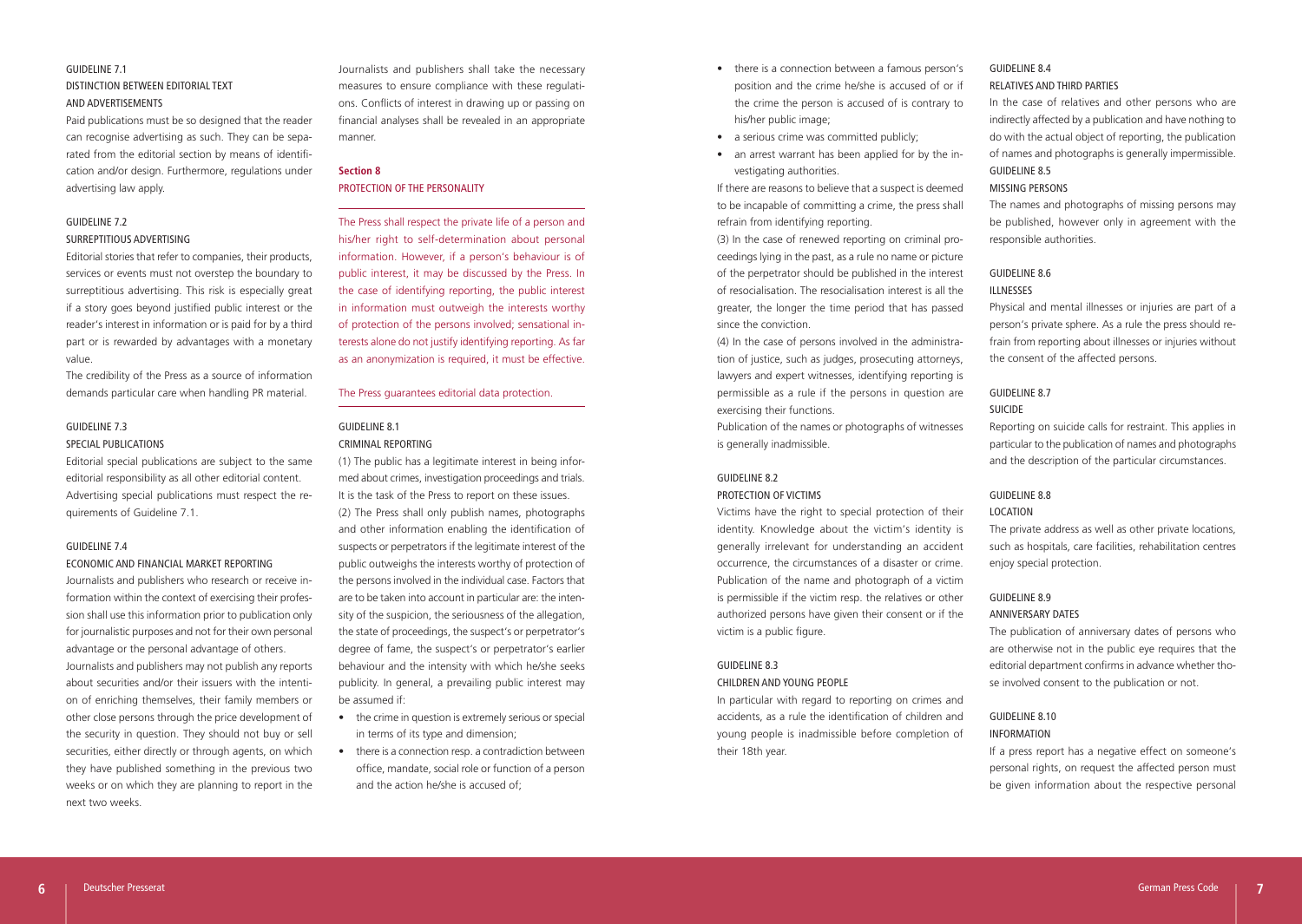### GUIDELINE 7.1
### DISTINCTION BETWEEN EDITORIAL TEXT AND ADVERTISEMENTS

Paid publications must be so designed that the reader can recognise advertising as such. They can be separated from the editorial section by means of identification and/or design. Furthermore, regulations under advertising law apply.

### GUIDELINE 7.2
### SURREPTITIOUS ADVERTISING

Editorial stories that refer to companies, their products, services or events must not overstep the boundary to surreptitious advertising. This risk is especially great if a story goes beyond justified public interest or the reader's interest in information or is paid for by a third part or is rewarded by advantages with a monetary value.

The credibility of the Press as a source of information demands particular care when handling PR material.

### GUIDELINE 7.3
### SPECIAL PUBLICATIONS

Editorial special publications are subject to the same editorial responsibility as all other editorial content. Advertising special publications must respect the requirements of Guideline 7.1.

### GUIDELINE 7.4
### ECONOMIC AND FINANCIAL MARKET REPORTING

Journalists and publishers who research or receive information within the context of exercising their profession shall use this information prior to publication only for journalistic purposes and not for their own personal advantage or the personal advantage of others.

Journalists and publishers may not publish any reports about securities and/or their issuers with the intention of enriching themselves, their family members or other close persons through the price development of the security in question. They should not buy or sell securities, either directly or through agents, on which they have published something in the previous two weeks or on which they are planning to report in the next two weeks.

Journalists and publishers shall take the necessary measures to ensure compliance with these regulations. Conflicts of interest in drawing up or passing on financial analyses shall be revealed in an appropriate manner.

## Section 8
## PROTECTION OF THE PERSONALITY

The Press shall respect the private life of a person and his/her right to self-determination about personal information. However, if a person's behaviour is of public interest, it may be discussed by the Press. In the case of identifying reporting, the public interest in information must outweigh the interests worthy of protection of the persons involved; sensational interests alone do not justify identifying reporting. As far as an anonymization is required, it must be effective.

The Press guarantees editorial data protection.

### GUIDELINE 8.1
### CRIMINAL REPORTING

(1) The public has a legitimate interest in being informed about crimes, investigation proceedings and trials. It is the task of the Press to report on these issues.

(2) The Press shall only publish names, photographs and other information enabling the identification of suspects or perpetrators if the legitimate interest of the public outweighs the interests worthy of protection of the persons involved in the individual case. Factors that are to be taken into account in particular are: the intensity of the suspicion, the seriousness of the allegation, the state of proceedings, the suspect's or perpetrator's degree of fame, the suspect's or perpetrator's earlier behaviour and the intensity with which he/she seeks publicity. In general, a prevailing public interest may be assumed if:

- the crime in question is extremely serious or special in terms of its type and dimension;
- there is a connection resp. a contradiction between office, mandate, social role or function of a person and the action he/she is accused of;
- there is a connection between a famous person's position and the crime he/she is accused of or if the crime the person is accused of is contrary to his/her public image;
- a serious crime was committed publicly;
- an arrest warrant has been applied for by the investigating authorities.

If there are reasons to believe that a suspect is deemed to be incapable of committing a crime, the press shall refrain from identifying reporting.

(3) In the case of renewed reporting on criminal proceedings lying in the past, as a rule no name or picture of the perpetrator should be published in the interest of resocialisation. The resocialisation interest is all the greater, the longer the time period that has passed since the conviction.

(4) In the case of persons involved in the administration of justice, such as judges, prosecuting attorneys, lawyers and expert witnesses, identifying reporting is permissible as a rule if the persons in question are exercising their functions.

Publication of the names or photographs of witnesses is generally inadmissible.

### GUIDELINE 8.2
### PROTECTION OF VICTIMS

Victims have the right to special protection of their identity. Knowledge about the victim's identity is generally irrelevant for understanding an accident occurrence, the circumstances of a disaster or crime. Publication of the name and photograph of a victim is permissible if the victim resp. the relatives or other authorized persons have given their consent or if the victim is a public figure.

### GUIDELINE 8.3
### CHILDREN AND YOUNG PEOPLE

In particular with regard to reporting on crimes and accidents, as a rule the identification of children and young people is inadmissible before completion of their 18th year.

### GUIDELINE 8.4
### RELATIVES AND THIRD PARTIES

In the case of relatives and other persons who are indirectly affected by a publication and have nothing to do with the actual object of reporting, the publication of names and photographs is generally impermissible.

### GUIDELINE 8.5
### MISSING PERSONS

The names and photographs of missing persons may be published, however only in agreement with the responsible authorities.

### GUIDELINE 8.6
### ILLNESSES

Physical and mental illnesses or injuries are part of a person's private sphere. As a rule the press should refrain from reporting about illnesses or injuries without the consent of the affected persons.

### GUIDELINE 8.7
### SUICIDE

Reporting on suicide calls for restraint. This applies in particular to the publication of names and photographs and the description of the particular circumstances.

### GUIDELINE 8.8
### LOCATION

The private address as well as other private locations, such as hospitals, care facilities, rehabilitation centres enjoy special protection.

### GUIDELINE 8.9
### ANNIVERSARY DATES

The publication of anniversary dates of persons who are otherwise not in the public eye requires that the editorial department confirms in advance whether those involved consent to the publication or not.

### GUIDELINE 8.10
### INFORMATION

If a press report has a negative effect on someone's personal rights, on request the affected person must be given information about the respective personal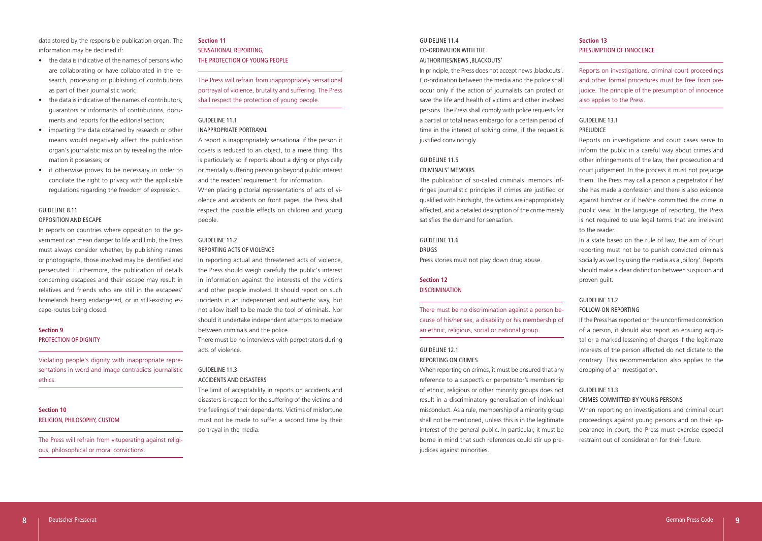data stored by the responsible publication organ. The information may be declined if:

- the data is indicative of the names of persons who are collaborating or have collaborated in the research, processing or publishing of contributions as part of their journalistic work;
- the data is indicative of the names of contributors, guarantors or informants of contributions, documents and reports for the editorial section;
- imparting the data obtained by research or other means would negatively affect the publication organ's journalistic mission by revealing the information it possesses; or
- it otherwise proves to be necessary in order to conciliate the right to privacy with the applicable regulations regarding the freedom of expression.

### GUIDELINE 8.11
### OPPOSITION AND ESCAPE

In reports on countries where opposition to the government can mean danger to life and limb, the Press must always consider whether, by publishing names or photographs, those involved may be identified and persecuted. Furthermore, the publication of details concerning escapees and their escape may result in relatives and friends who are still in the escapees' homelands being endangered, or in still-existing escape-routes being closed.

## Section 9
## PROTECTION OF DIGNITY

Violating people's dignity with inappropriate representations in word and image contradicts journalistic ethics.

## Section 10
## RELIGION, PHILOSOPHY, CUSTOM

The Press will refrain from vituperating against religious, philosophical or moral convictions.

## Section 11
## SENSATIONAL REPORTING, THE PROTECTION OF YOUNG PEOPLE

The Press will refrain from inappropriately sensational portrayal of violence, brutality and suffering. The Press shall respect the protection of young people.

### GUIDELINE 11.1
### INAPPROPRIATE PORTRAYAL

A report is inappropriately sensational if the person it covers is reduced to an object, to a mere thing. This is particularly so if reports about a dying or physically or mentally suffering person go beyond public interest and the readers' requirement for information.

When placing pictorial representations of acts of violence and accidents on front pages, the Press shall respect the possible effects on children and young people.

### GUIDELINE 11.2
### REPORTING ACTS OF VIOLENCE

In reporting actual and threatened acts of violence, the Press should weigh carefully the public's interest in information against the interests of the victims and other people involved. It should report on such incidents in an independent and authentic way, but not allow itself to be made the tool of criminals. Nor should it undertake independent attempts to mediate between criminals and the police.

There must be no interviews with perpetrators during acts of violence.

### GUIDELINE 11.3
### ACCIDENTS AND DISASTERS

The limit of acceptability in reports on accidents and disasters is respect for the suffering of the victims and the feelings of their dependants. Victims of misfortune must not be made to suffer a second time by their portrayal in the media.

### GUIDELINE 11.4
### CO-ORDINATION WITH THE AUTHORITIES/NEWS ,BLACKOUTS'

In principle, the Press does not accept news ,blackouts'. Co-ordination between the media and the police shall occur only if the action of journalists can protect or save the life and health of victims and other involved persons. The Press shall comply with police requests for a partial or total news embargo for a certain period of time in the interest of solving crime, if the request is justified convincingly.

### GUIDELINE 11.5
### CRIMINALS' MEMOIRS

The publication of so-called criminals' memoirs infringes journalistic principles if crimes are justified or qualified with hindsight, the victims are inappropriately affected, and a detailed description of the crime merely satisfies the demand for sensation.

### GUIDELINE 11.6
### DRUGS

Press stories must not play down drug abuse.

## Section 12
## DISCRIMINATION

There must be no discrimination against a person because of his/her sex, a disability or his membership of an ethnic, religious, social or national group.

### GUIDELINE 12.1
### REPORTING ON CRIMES

When reporting on crimes, it must be ensured that any reference to a suspect's or perpetrator's membership of ethnic, religious or other minority groups does not result in a discriminatory generalisation of individual misconduct. As a rule, membership of a minority group shall not be mentioned, unless this is in the legitimate interest of the general public. In particular, it must be borne in mind that such references could stir up prejudices against minorities.

## Section 13
## PRESUMPTION OF INNOCENCE

Reports on investigations, criminal court proceedings and other formal procedures must be free from prejudice. The principle of the presumption of innocence also applies to the Press.

### GUIDELINE 13.1
### PREJUDICE

Reports on investigations and court cases serve to inform the public in a careful way about crimes and other infringements of the law, their prosecution and court judgement. In the process it must not prejudge them. The Press may call a person a perpetrator if he/she has made a confession and there is also evidence against him/her or if he/she committed the crime in public view. In the language of reporting, the Press is not required to use legal terms that are irrelevant to the reader.

In a state based on the rule of law, the aim of court reporting must not be to punish convicted criminals socially as well by using the media as a ,pillory'. Reports should make a clear distinction between suspicion and proven guilt.

### GUIDELINE 13.2
### FOLLOW-ON REPORTING

If the Press has reported on the unconfirmed conviction of a person, it should also report an ensuing acquittal or a marked lessening of charges if the legitimate interests of the person affected do not dictate to the contrary. This recommendation also applies to the dropping of an investigation.

### GUIDELINE 13.3
### CRIMES COMMITTED BY YOUNG PERSONS

When reporting on investigations and criminal court proceedings against young persons and on their appearance in court, the Press must exercise especial restraint out of consideration for their future.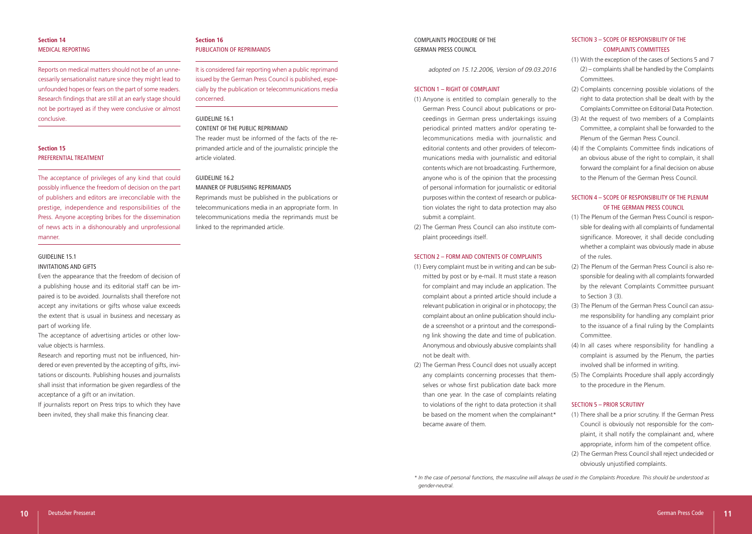### Section 14
MEDICAL REPORTING

Reports on medical matters should not be of an unnecessarily sensationalist nature since they might lead to unfounded hopes or fears on the part of some readers. Research findings that are still at an early stage should not be portrayed as if they were conclusive or almost conclusive.

### Section 15
PREFERENTIAL TREATMENT

The acceptance of privileges of any kind that could possibly influence the freedom of decision on the part of publishers and editors are irreconcilable with the prestige, independence and responsibilities of the Press. Anyone accepting bribes for the dissemination of news acts in a dishonourably and unprofessional manner.

#### GUIDELINE 15.1
INVITATIONS AND GIFTS

Even the appearance that the freedom of decision of a publishing house and its editorial staff can be impaired is to be avoided. Journalists shall therefore not accept any invitations or gifts whose value exceeds the extent that is usual in business and necessary as part of working life.

The acceptance of advertising articles or other low-value objects is harmless.

Research and reporting must not be influenced, hindered or even prevented by the accepting of gifts, invitations or discounts. Publishing houses and journalists shall insist that information be given regardless of the acceptance of a gift or an invitation.

If journalists report on Press trips to which they have been invited, they shall make this financing clear.

### Section 16
PUBLICATION OF REPRIMANDS

It is considered fair reporting when a public reprimand issued by the German Press Council is published, especially by the publication or telecommunications media concerned.

#### GUIDELINE 16.1
CONTENT OF THE PUBLIC REPRIMAND

The reader must be informed of the facts of the reprimanded article and of the journalistic principle the article violated.

#### GUIDELINE 16.2
MANNER OF PUBLISHING REPRIMANDS

Reprimands must be published in the publications or telecommunications media in an appropriate form. In telecommunications media the reprimands must be linked to the reprimanded article.

## COMPLAINTS PROCEDURE OF THE GERMAN PRESS COUNCIL

*adopted on 15.12.2006, Version of 09.03.2016*

### SECTION 1 – RIGHT OF COMPLAINT

(1) Anyone is entitled to complain generally to the German Press Council about publications or proceedings in German press undertakings issuing periodical printed matters and/or operating telecommunications media with journalistic and editorial contents and other providers of telecommunications media with journalistic and editorial contents which are not broadcasting. Furthermore, anyone who is of the opinion that the processing of personal information for journalistic or editorial purposes within the context of research or publication violates the right to data protection may also submit a complaint.

(2) The German Press Council can also institute complaint proceedings itself.

### SECTION 2 – FORM AND CONTENTS OF COMPLAINTS

(1) Every complaint must be in writing and can be submitted by post or by e-mail. It must state a reason for complaint and may include an application. The complaint about a printed article should include a relevant publication in original or in photocopy; the complaint about an online publication should include a screenshot or a printout and the corresponding link showing the date and time of publication. Anonymous and obviously abusive complaints shall not be dealt with.

(2) The German Press Council does not usually accept any complaints concerning processes that themselves or whose first publication date back more than one year. In the case of complaints relating to violations of the right to data protection it shall be based on the moment when the complainant* became aware of them.

### SECTION 3 – SCOPE OF RESPONSIBILITY OF THE COMPLAINTS COMMITTEES

(1) With the exception of the cases of Sections 5 and 7 (2) – complaints shall be handled by the Complaints Committees.

(2) Complaints concerning possible violations of the right to data protection shall be dealt with by the Complaints Committee on Editorial Data Protection.

(3) At the request of two members of a Complaints Committee, a complaint shall be forwarded to the Plenum of the German Press Council.

(4) If the Complaints Committee finds indications of an obvious abuse of the right to complain, it shall forward the complaint for a final decision on abuse to the Plenum of the German Press Council.

### SECTION 4 – SCOPE OF RESPONSIBILITY OF THE PLENUM OF THE GERMAN PRESS COUNCIL

(1) The Plenum of the German Press Council is responsible for dealing with all complaints of fundamental significance. Moreover, it shall decide concluding whether a complaint was obviously made in abuse of the rules.

(2) The Plenum of the German Press Council is also responsible for dealing with all complaints forwarded by the relevant Complaints Committee pursuant to Section 3 (3).

(3) The Plenum of the German Press Council can assume responsibility for handling any complaint prior to the issuance of a final ruling by the Complaints Committee.

(4) In all cases where responsibility for handling a complaint is assumed by the Plenum, the parties involved shall be informed in writing.

(5) The Complaints Procedure shall apply accordingly to the procedure in the Plenum.

### SECTION 5 – PRIOR SCRUTINY

(1) There shall be a prior scrutiny. If the German Press Council is obviously not responsible for the complaint, it shall notify the complainant and, where appropriate, inform him of the competent office.

(2) The German Press Council shall reject undecided or obviously unjustified complaints.

*\* In the case of personal functions, the masculine will always be used in the Complaints Procedure. This should be understood as gender-neutral.*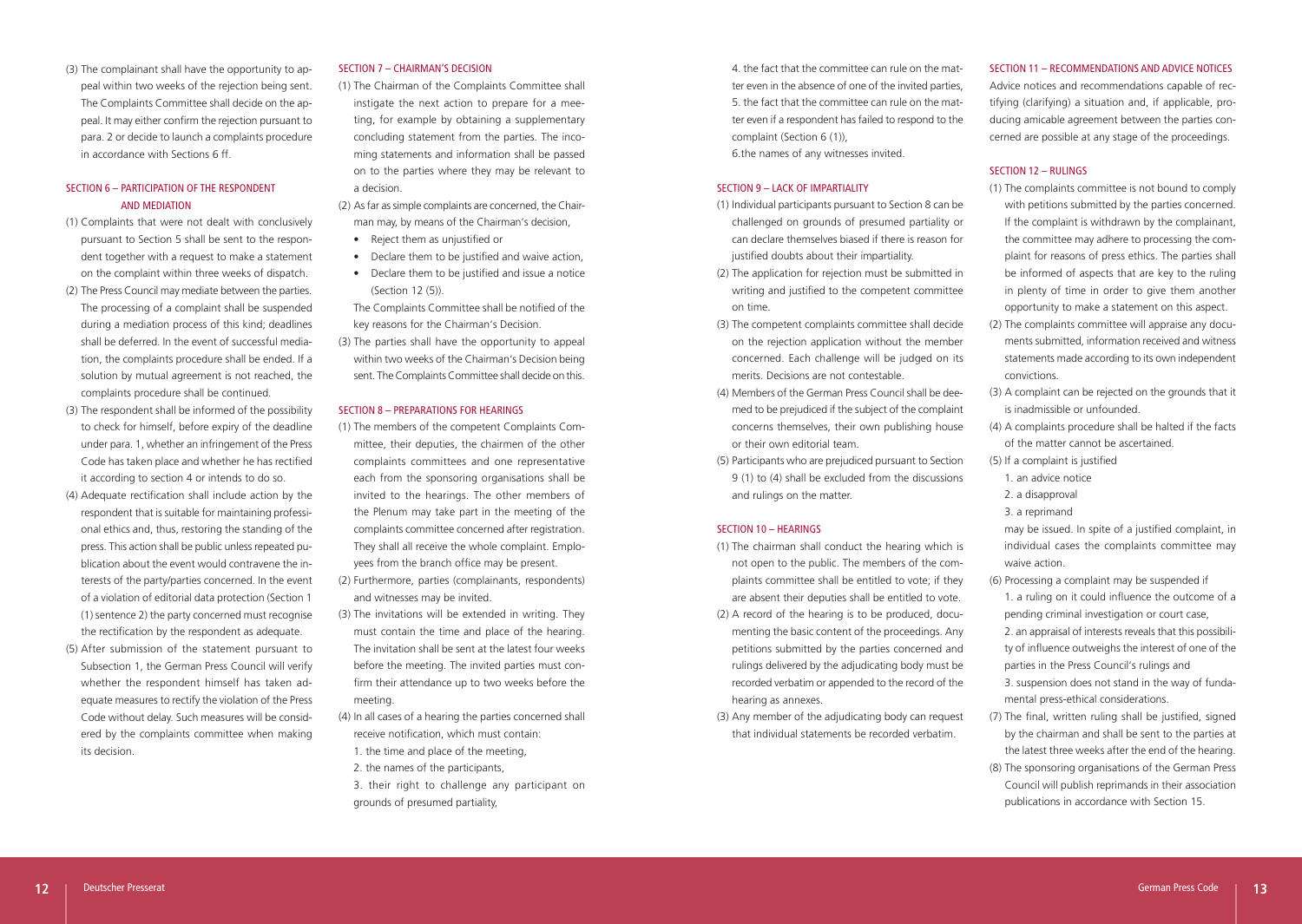(3) The complainant shall have the opportunity to appeal within two weeks of the rejection being sent. The Complaints Committee shall decide on the appeal. It may either confirm the rejection pursuant to para. 2 or decide to launch a complaints procedure in accordance with Sections 6 ff.

## SECTION 6 – PARTICIPATION OF THE RESPONDENT AND MEDIATION

(1) Complaints that were not dealt with conclusively pursuant to Section 5 shall be sent to the respondent together with a request to make a statement on the complaint within three weeks of dispatch.

(2) The Press Council may mediate between the parties. The processing of a complaint shall be suspended during a mediation process of this kind; deadlines shall be deferred. In the event of successful mediation, the complaints procedure shall be ended. If a solution by mutual agreement is not reached, the complaints procedure shall be continued.

(3) The respondent shall be informed of the possibility to check for himself, before expiry of the deadline under para. 1, whether an infringement of the Press Code has taken place and whether he has rectified it according to section 4 or intends to do so.

(4) Adequate rectification shall include action by the respondent that is suitable for maintaining professional ethics and, thus, restoring the standing of the press. This action shall be public unless repeated publication about the event would contravene the interests of the party/parties concerned. In the event of a violation of editorial data protection (Section 1 (1) sentence 2) the party concerned must recognise the rectification by the respondent as adequate.

(5) After submission of the statement pursuant to Subsection 1, the German Press Council will verify whether the respondent himself has taken adequate measures to rectify the violation of the Press Code without delay. Such measures will be considered by the complaints committee when making its decision.

## SECTION 7 – CHAIRMAN'S DECISION

(1) The Chairman of the Complaints Committee shall instigate the next action to prepare for a meeting, for example by obtaining a supplementary concluding statement from the parties. The incoming statements and information shall be passed on to the parties where they may be relevant to a decision.

(2) As far as simple complaints are concerned, the Chairman may, by means of the Chairman's decision,

- Reject them as unjustified or
- Declare them to be justified and waive action,
- Declare them to be justified and issue a notice (Section 12 (5)).

The Complaints Committee shall be notified of the key reasons for the Chairman's Decision.

(3) The parties shall have the opportunity to appeal within two weeks of the Chairman's Decision being sent. The Complaints Committee shall decide on this.

## SECTION 8 – PREPARATIONS FOR HEARINGS

(1) The members of the competent Complaints Committee, their deputies, the chairmen of the other complaints committees and one representative each from the sponsoring organisations shall be invited to the hearings. The other members of the Plenum may take part in the meeting of the complaints committee concerned after registration. They shall all receive the whole complaint. Employees from the branch office may be present.

(2) Furthermore, parties (complainants, respondents) and witnesses may be invited.

(3) The invitations will be extended in writing. They must contain the time and place of the hearing. The invitation shall be sent at the latest four weeks before the meeting. The invited parties must confirm their attendance up to two weeks before the meeting.

(4) In all cases of a hearing the parties concerned shall receive notification, which must contain:

1. the time and place of the meeting,
2. the names of the participants,
3. their right to challenge any participant on grounds of presumed partiality,
4. the fact that the committee can rule on the matter even in the absence of one of the invited parties,
5. the fact that the committee can rule on the matter even if a respondent has failed to respond to the complaint (Section 6 (1)),
6. the names of any witnesses invited.

## SECTION 9 – LACK OF IMPARTIALITY

(1) Individual participants pursuant to Section 8 can be challenged on grounds of presumed partiality or can declare themselves biased if there is reason for justified doubts about their impartiality.

(2) The application for rejection must be submitted in writing and justified to the competent committee on time.

(3) The competent complaints committee shall decide on the rejection application without the member concerned. Each challenge will be judged on its merits. Decisions are not contestable.

(4) Members of the German Press Council shall be deemed to be prejudiced if the subject of the complaint concerns themselves, their own publishing house or their own editorial team.

(5) Participants who are prejudiced pursuant to Section 9 (1) to (4) shall be excluded from the discussions and rulings on the matter.

## SECTION 10 – HEARINGS

(1) The chairman shall conduct the hearing which is not open to the public. The members of the complaints committee shall be entitled to vote; if they are absent their deputies shall be entitled to vote.

(2) A record of the hearing is to be produced, documenting the basic content of the proceedings. Any petitions submitted by the parties concerned and rulings delivered by the adjudicating body must be recorded verbatim or appended to the record of the hearing as annexes.

(3) Any member of the adjudicating body can request that individual statements be recorded verbatim.

## SECTION 11 – RECOMMENDATIONS AND ADVICE NOTICES

Advice notices and recommendations capable of rectifying (clarifying) a situation and, if applicable, producing amicable agreement between the parties concerned are possible at any stage of the proceedings.

## SECTION 12 – RULINGS

(1) The complaints committee is not bound to comply with petitions submitted by the parties concerned. If the complaint is withdrawn by the complainant, the committee may adhere to processing the complaint for reasons of press ethics. The parties shall be informed of aspects that are key to the ruling in plenty of time in order to give them another opportunity to make a statement on this aspect.

(2) The complaints committee will appraise any documents submitted, information received and witness statements made according to its own independent convictions.

(3) A complaint can be rejected on the grounds that it is inadmissible or unfounded.

(4) A complaints procedure shall be halted if the facts of the matter cannot be ascertained.

(5) If a complaint is justified

1. an advice notice
2. a disapproval
3. a reprimand

may be issued. In spite of a justified complaint, in individual cases the complaints committee may waive action.

(6) Processing a complaint may be suspended if

1. a ruling on it could influence the outcome of a pending criminal investigation or court case,
2. an appraisal of interests reveals that this possibility of influence outweighs the interest of one of the parties in the Press Council's rulings and
3. suspension does not stand in the way of fundamental press-ethical considerations.

(7) The final, written ruling shall be justified, signed by the chairman and shall be sent to the parties at the latest three weeks after the end of the hearing.

(8) The sponsoring organisations of the German Press Council will publish reprimands in their association publications in accordance with Section 15.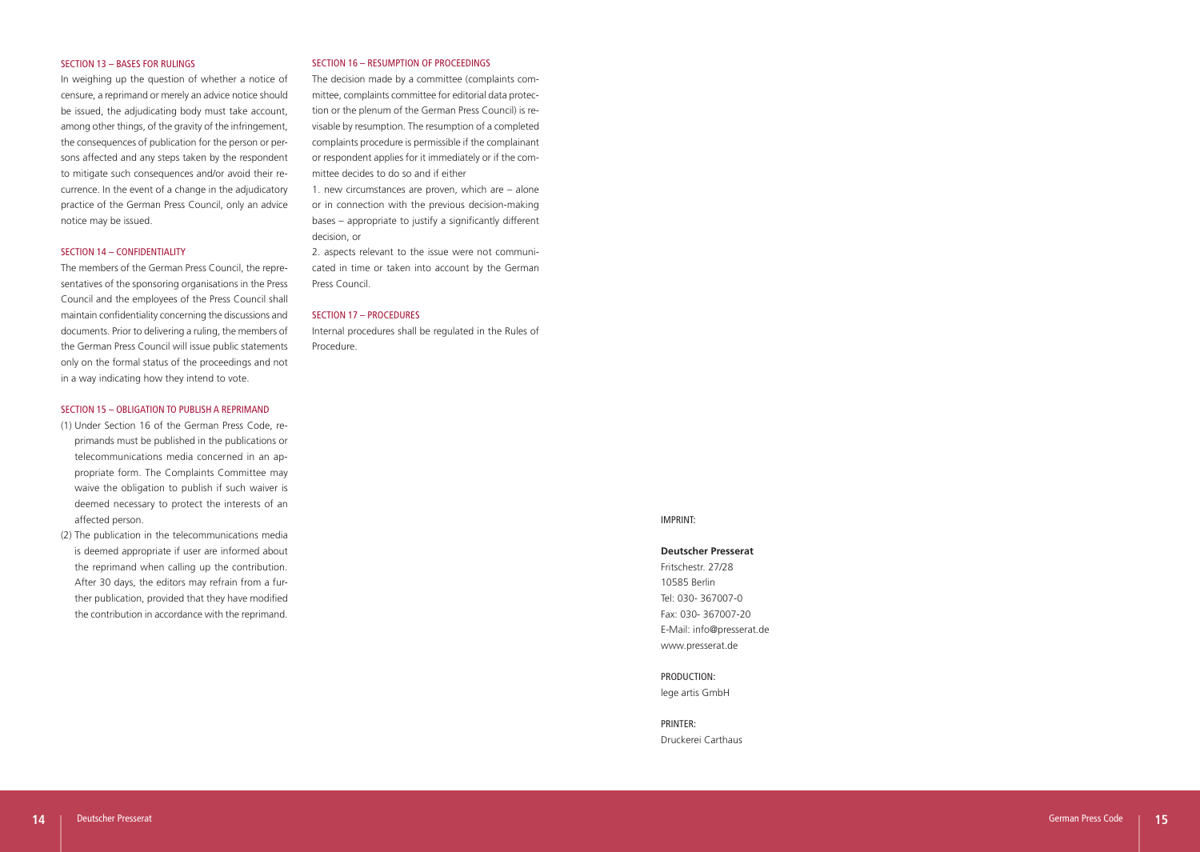### SECTION 13 – BASES FOR RULINGS

In weighing up the question of whether a notice of censure, a reprimand or merely an advice notice should be issued, the adjudicating body must take account, among other things, of the gravity of the infringement, the consequences of publication for the person or persons affected and any steps taken by the respondent to mitigate such consequences and/or avoid their recurrence. In the event of a change in the adjudicatory practice of the German Press Council, only an advice notice may be issued.

### SECTION 14 – CONFIDENTIALITY

The members of the German Press Council, the representatives of the sponsoring organisations in the Press Council and the employees of the Press Council shall maintain confidentiality concerning the discussions and documents. Prior to delivering a ruling, the members of the German Press Council will issue public statements only on the formal status of the proceedings and not in a way indicating how they intend to vote.

### SECTION 15 – OBLIGATION TO PUBLISH A REPRIMAND

(1) Under Section 16 of the German Press Code, reprimands must be published in the publications or telecommunications media concerned in an appropriate form. The Complaints Committee may waive the obligation to publish if such waiver is deemed necessary to protect the interests of an affected person.

(2) The publication in the telecommunications media is deemed appropriate if user are informed about the reprimand when calling up the contribution. After 30 days, the editors may refrain from a further publication, provided that they have modified the contribution in accordance with the reprimand.

### SECTION 16 – RESUMPTION OF PROCEEDINGS

The decision made by a committee (complaints committee, complaints committee for editorial data protection or the plenum of the German Press Council) is revisable by resumption. The resumption of a completed complaints procedure is permissible if the complainant or respondent applies for it immediately or if the committee decides to do so and if either

1. new circumstances are proven, which are – alone or in connection with the previous decision-making bases – appropriate to justify a significantly different decision, or

2. aspects relevant to the issue were not communicated in time or taken into account by the German Press Council.

### SECTION 17 – PROCEDURES

Internal procedures shall be regulated in the Rules of Procedure.

IMPRINT:

**Deutscher Presserat**
Fritschestr. 27/28
10585 Berlin
Tel: 030- 367007-0
Fax: 030- 367007-20
E-Mail: info@presserat.de
www.presserat.de

PRODUCTION:
lege artis GmbH

PRINTER:
Druckerei Carthaus